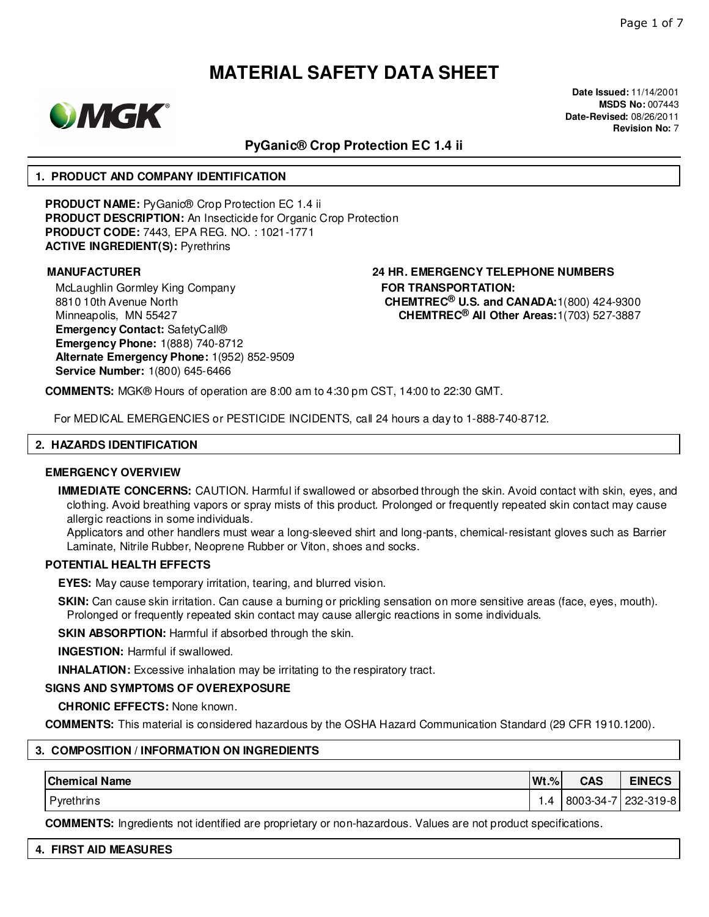# MATERIAL SAFETY DATA SHEET

MGK®

**Date Issued:** 11/14/2001
**MSDS No:** 007443
**Date-Revised:** 08/26/2011
**Revision No:** 7

## PyGanic® Crop Protection EC 1.4 ii

## 1. PRODUCT AND COMPANY IDENTIFICATION

**PRODUCT NAME:** PyGanic® Crop Protection EC 1.4 ii
**PRODUCT DESCRIPTION:** An Insecticide for Organic Crop Protection
**PRODUCT CODE:** 7443, EPA REG. NO. : 1021-1771
**ACTIVE INGREDIENT(S):** Pyrethrins

**MANUFACTURER**

McLaughlin Gormley King Company
8810 10th Avenue North
Minneapolis, MN 55427
**Emergency Contact:** SafetyCall®
**Emergency Phone:** 1(888) 740-8712
**Alternate Emergency Phone:** 1(952) 852-9509
**Service Number:** 1(800) 645-6466

**24 HR. EMERGENCY TELEPHONE NUMBERS**
**FOR TRANSPORTATION:**
**CHEMTREC® U.S. and CANADA:** 1(800) 424-9300
**CHEMTREC® All Other Areas:** 1(703) 527-3887

**COMMENTS:** MGK® Hours of operation are 8:00 am to 4:30 pm CST, 14:00 to 22:30 GMT.

For MEDICAL EMERGENCIES or PESTICIDE INCIDENTS, call 24 hours a day to 1-888-740-8712.

## 2. HAZARDS IDENTIFICATION

### EMERGENCY OVERVIEW

**IMMEDIATE CONCERNS:** CAUTION. Harmful if swallowed or absorbed through the skin. Avoid contact with skin, eyes, and clothing. Avoid breathing vapors or spray mists of this product. Prolonged or frequently repeated skin contact may cause allergic reactions in some individuals.
Applicators and other handlers must wear a long-sleeved shirt and long-pants, chemical-resistant gloves such as Barrier Laminate, Nitrile Rubber, Neoprene Rubber or Viton, shoes and socks.

### POTENTIAL HEALTH EFFECTS

**EYES:** May cause temporary irritation, tearing, and blurred vision.

**SKIN:** Can cause skin irritation. Can cause a burning or prickling sensation on more sensitive areas (face, eyes, mouth). Prolonged or frequently repeated skin contact may cause allergic reactions in some individuals.

**SKIN ABSORPTION:** Harmful if absorbed through the skin.

**INGESTION:** Harmful if swallowed.

**INHALATION:** Excessive inhalation may be irritating to the respiratory tract.

### SIGNS AND SYMPTOMS OF OVEREXPOSURE

**CHRONIC EFFECTS:** None known.

**COMMENTS:** This material is considered hazardous by the OSHA Hazard Communication Standard (29 CFR 1910.1200).

## 3. COMPOSITION / INFORMATION ON INGREDIENTS

| Chemical Name | Wt.% | CAS | EINECS |
|---|---|---|---|
| Pyrethrins | 1.4 | 8003-34-7 | 232-319-8 |

**COMMENTS:** Ingredients not identified are proprietary or non-hazardous. Values are not product specifications.

## 4. FIRST AID MEASURES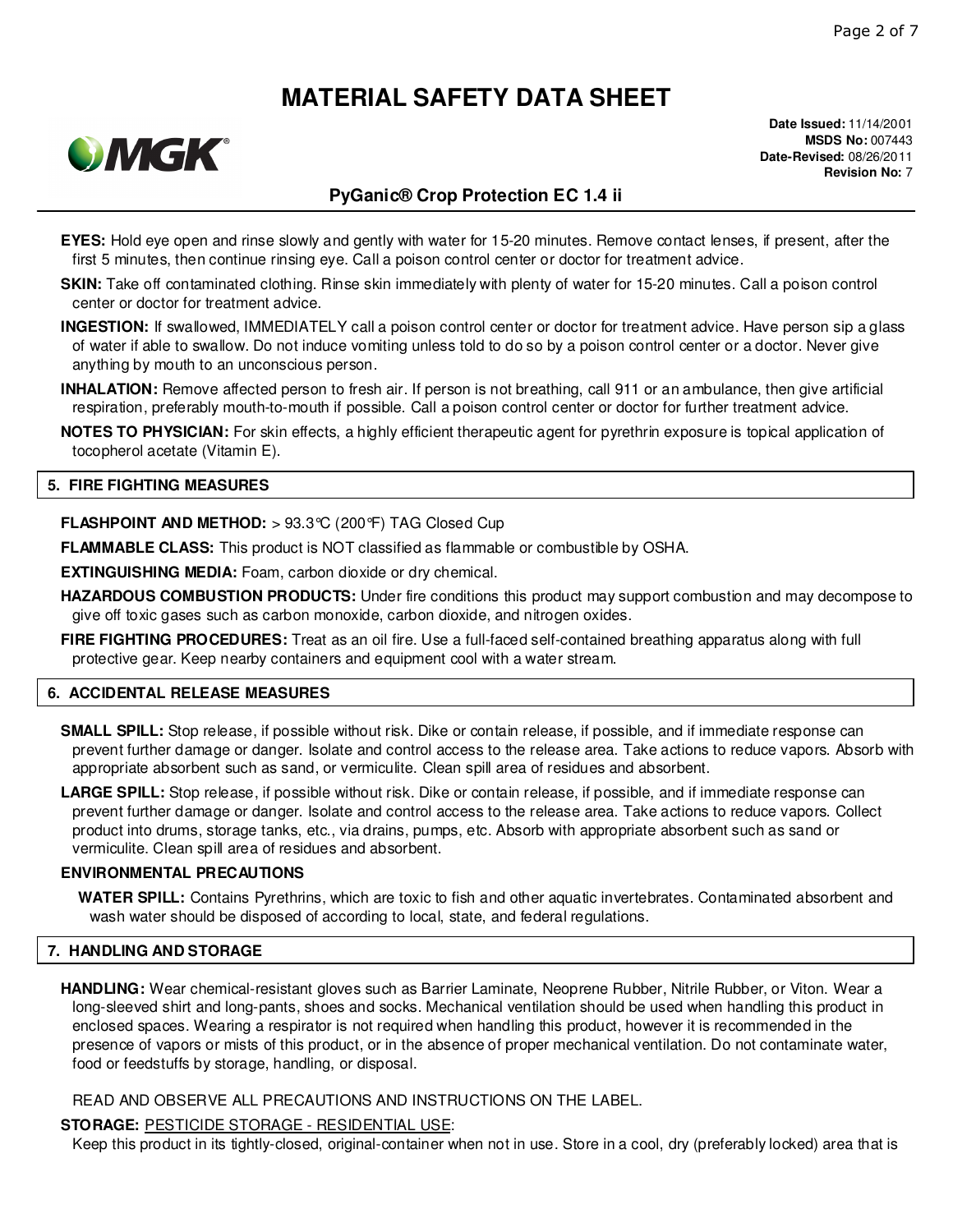**EYES:** Hold eye open and rinse slowly and gently with water for 15-20 minutes. Remove contact lenses, if present, after the first 5 minutes, then continue rinsing eye. Call a poison control center or doctor for treatment advice.

**SKIN:** Take off contaminated clothing. Rinse skin immediately with plenty of water for 15-20 minutes. Call a poison control center or doctor for treatment advice.

**INGESTION:** If swallowed, IMMEDIATELY call a poison control center or doctor for treatment advice. Have person sip a glass of water if able to swallow. Do not induce vomiting unless told to do so by a poison control center or a doctor. Never give anything by mouth to an unconscious person.

**INHALATION:** Remove affected person to fresh air. If person is not breathing, call 911 or an ambulance, then give artificial respiration, preferably mouth-to-mouth if possible. Call a poison control center or doctor for further treatment advice.

**NOTES TO PHYSICIAN:** For skin effects, a highly efficient therapeutic agent for pyrethrin exposure is topical application of tocopherol acetate (Vitamin E).

## 5. FIRE FIGHTING MEASURES

**FLASHPOINT AND METHOD:** > 93.3°C (200°F) TAG Closed Cup

**FLAMMABLE CLASS:** This product is NOT classified as flammable or combustible by OSHA.

**EXTINGUISHING MEDIA:** Foam, carbon dioxide or dry chemical.

**HAZARDOUS COMBUSTION PRODUCTS:** Under fire conditions this product may support combustion and may decompose to give off toxic gases such as carbon monoxide, carbon dioxide, and nitrogen oxides.

**FIRE FIGHTING PROCEDURES:** Treat as an oil fire. Use a full-faced self-contained breathing apparatus along with full protective gear. Keep nearby containers and equipment cool with a water stream.

## 6. ACCIDENTAL RELEASE MEASURES

**SMALL SPILL:** Stop release, if possible without risk. Dike or contain release, if possible, and if immediate response can prevent further damage or danger. Isolate and control access to the release area. Take actions to reduce vapors. Absorb with appropriate absorbent such as sand, or vermiculite. Clean spill area of residues and absorbent.

**LARGE SPILL:** Stop release, if possible without risk. Dike or contain release, if possible, and if immediate response can prevent further damage or danger. Isolate and control access to the release area. Take actions to reduce vapors. Collect product into drums, storage tanks, etc., via drains, pumps, etc. Absorb with appropriate absorbent such as sand or vermiculite. Clean spill area of residues and absorbent.

**ENVIRONMENTAL PRECAUTIONS**

**WATER SPILL:** Contains Pyrethrins, which are toxic to fish and other aquatic invertebrates. Contaminated absorbent and wash water should be disposed of according to local, state, and federal regulations.

## 7. HANDLING AND STORAGE

**HANDLING:** Wear chemical-resistant gloves such as Barrier Laminate, Neoprene Rubber, Nitrile Rubber, or Viton. Wear a long-sleeved shirt and long-pants, shoes and socks. Mechanical ventilation should be used when handling this product in enclosed spaces. Wearing a respirator is not required when handling this product, however it is recommended in the presence of vapors or mists of this product, or in the absence of proper mechanical ventilation. Do not contaminate water, food or feedstuffs by storage, handling, or disposal.

READ AND OBSERVE ALL PRECAUTIONS AND INSTRUCTIONS ON THE LABEL.

**STORAGE:** PESTICIDE STORAGE - RESIDENTIAL USE:

Keep this product in its tightly-closed, original-container when not in use. Store in a cool, dry (preferably locked) area that is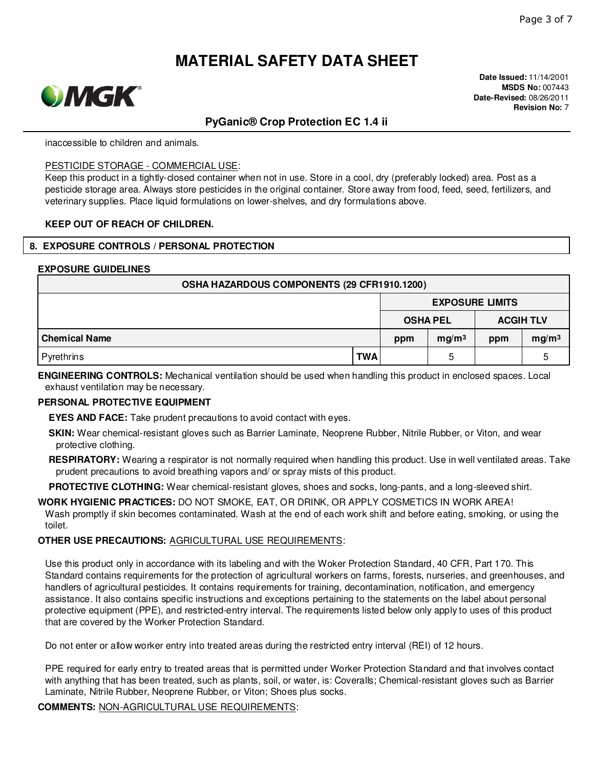inaccessible to children and animals.

PESTICIDE STORAGE - COMMERCIAL USE:

Keep this product in a tightly-closed container when not in use. Store in a cool, dry (preferably locked) area. Post as a pesticide storage area. Always store pesticides in the original container. Store away from food, feed, seed, fertilizers, and veterinary supplies. Place liquid formulations on lower-shelves, and dry formulations above.

**KEEP OUT OF REACH OF CHILDREN.**

## 8. EXPOSURE CONTROLS / PERSONAL PROTECTION

**EXPOSURE GUIDELINES**

| OSHA HAZARDOUS COMPONENTS (29 CFR1910.1200) | | | | | | |
|---|---|---|---|---|---|---|
| | | EXPOSURE LIMITS | | | | |
| | | OSHA PEL | | ACGIH TLV | | |
| **Chemical Name** | | ppm | $mg/m^3$ | ppm | $mg/m^3$ |
| Pyrethrins | TWA | | 5 | | 5 |

**ENGINEERING CONTROLS:** Mechanical ventilation should be used when handling this product in enclosed spaces. Local exhaust ventilation may be necessary.

**PERSONAL PROTECTIVE EQUIPMENT**

**EYES AND FACE:** Take prudent precautions to avoid contact with eyes.

**SKIN:** Wear chemical-resistant gloves such as Barrier Laminate, Neoprene Rubber, Nitrile Rubber, or Viton, and wear protective clothing.

**RESPIRATORY:** Wearing a respirator is not normally required when handling this product. Use in well ventilated areas. Take prudent precautions to avoid breathing vapors and/ or spray mists of this product.

**PROTECTIVE CLOTHING:** Wear chemical-resistant gloves, shoes and socks, long-pants, and a long-sleeved shirt.

**WORK HYGIENIC PRACTICES:** DO NOT SMOKE, EAT, OR DRINK, OR APPLY COSMETICS IN WORK AREA! Wash promptly if skin becomes contaminated. Wash at the end of each work shift and before eating, smoking, or using the toilet.

**OTHER USE PRECAUTIONS:** AGRICULTURAL USE REQUIREMENTS:

Use this product only in accordance with its labeling and with the Woker Protection Standard, 40 CFR, Part 170. This Standard contains requirements for the protection of agricultural workers on farms, forests, nurseries, and greenhouses, and handlers of agricultural pesticides. It contains requirements for training, decontamination, notification, and emergency assistance. It also contains specific instructions and exceptions pertaining to the statements on the label about personal protective equipment (PPE), and restricted-entry interval. The requirements listed below only apply to uses of this product that are covered by the Worker Protection Standard.

Do not enter or allow worker entry into treated areas during the restricted entry interval (REI) of 12 hours.

PPE required for early entry to treated areas that is permitted under Worker Protection Standard and that involves contact with anything that has been treated, such as plants, soil, or water, is: Coveralls; Chemical-resistant gloves such as Barrier Laminate, Nitrile Rubber, Neoprene Rubber, or Viton; Shoes plus socks.

**COMMENTS:** NON-AGRICULTURAL USE REQUIREMENTS: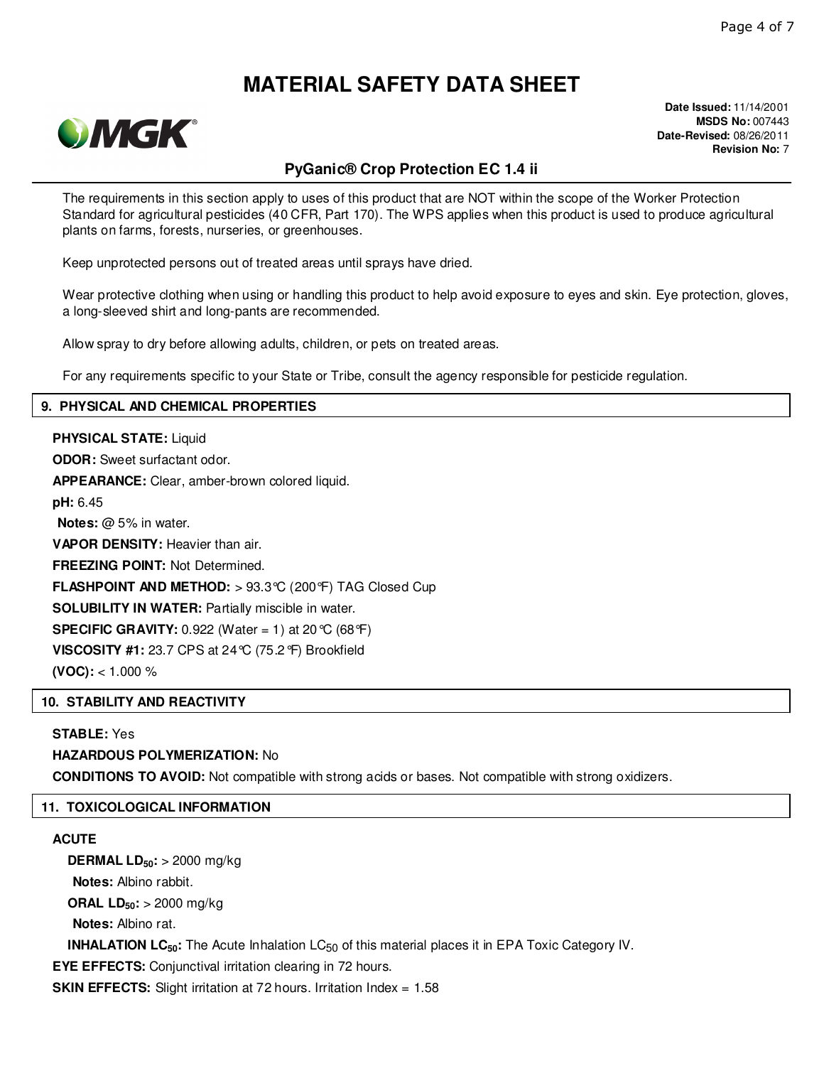The requirements in this section apply to uses of this product that are NOT within the scope of the Worker Protection Standard for agricultural pesticides (40 CFR, Part 170). The WPS applies when this product is used to produce agricultural plants on farms, forests, nurseries, or greenhouses.

Keep unprotected persons out of treated areas until sprays have dried.

Wear protective clothing when using or handling this product to help avoid exposure to eyes and skin. Eye protection, gloves, a long-sleeved shirt and long-pants are recommended.

Allow spray to dry before allowing adults, children, or pets on treated areas.

For any requirements specific to your State or Tribe, consult the agency responsible for pesticide regulation.

## 9. PHYSICAL AND CHEMICAL PROPERTIES

**PHYSICAL STATE:** Liquid

**ODOR:** Sweet surfactant odor.

**APPEARANCE:** Clear, amber-brown colored liquid.

**pH:** 6.45

**Notes:** @ 5% in water.

**VAPOR DENSITY:** Heavier than air.

**FREEZING POINT:** Not Determined.

**FLASHPOINT AND METHOD:** > 93.3°C (200°F) TAG Closed Cup

**SOLUBILITY IN WATER:** Partially miscible in water.

**SPECIFIC GRAVITY:** 0.922 (Water = 1) at 20°C (68°F)

**VISCOSITY #1:** 23.7 CPS at 24°C (75.2°F) Brookfield

**(VOC):** < 1.000 %

## 10. STABILITY AND REACTIVITY

**STABLE:** Yes

**HAZARDOUS POLYMERIZATION:** No

**CONDITIONS TO AVOID:** Not compatible with strong acids or bases. Not compatible with strong oxidizers.

## 11. TOXICOLOGICAL INFORMATION

**ACUTE**

**DERMAL $LD_{50}$:** > 2000 mg/kg

**Notes:** Albino rabbit.

**ORAL $LD_{50}$:** > 2000 mg/kg

**Notes:** Albino rat.

**INHALATION $LC_{50}$:** The Acute Inhalation $LC_{50}$ of this material places it in EPA Toxic Category IV.

**EYE EFFECTS:** Conjunctival irritation clearing in 72 hours.

**SKIN EFFECTS:** Slight irritation at 72 hours. Irritation Index = 1.58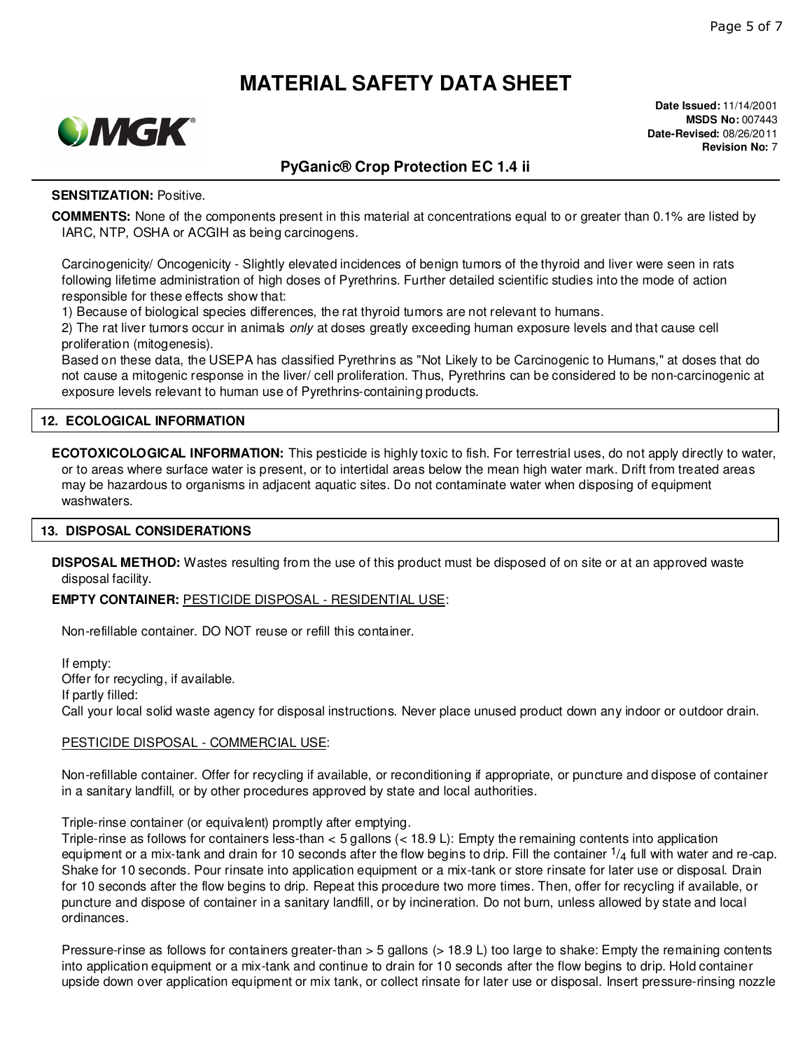**SENSITIZATION:** Positive.

**COMMENTS:** None of the components present in this material at concentrations equal to or greater than 0.1% are listed by IARC, NTP, OSHA or ACGIH as being carcinogens.

Carcinogenicity/ Oncogenicity - Slightly elevated incidences of benign tumors of the thyroid and liver were seen in rats following lifetime administration of high doses of Pyrethrins. Further detailed scientific studies into the mode of action responsible for these effects show that:

1) Because of biological species differences, the rat thyroid tumors are not relevant to humans.
2) The rat liver tumors occur in animals *only* at doses greatly exceeding human exposure levels and that cause cell proliferation (mitogenesis).

Based on these data, the USEPA has classified Pyrethrins as "Not Likely to be Carcinogenic to Humans," at doses that do not cause a mitogenic response in the liver/ cell proliferation. Thus, Pyrethrins can be considered to be non-carcinogenic at exposure levels relevant to human use of Pyrethrins-containing products.

## 12. ECOLOGICAL INFORMATION

**ECOTOXICOLOGICAL INFORMATION:** This pesticide is highly toxic to fish. For terrestrial uses, do not apply directly to water, or to areas where surface water is present, or to intertidal areas below the mean high water mark. Drift from treated areas may be hazardous to organisms in adjacent aquatic sites. Do not contaminate water when disposing of equipment washwaters.

## 13. DISPOSAL CONSIDERATIONS

**DISPOSAL METHOD:** Wastes resulting from the use of this product must be disposed of on site or at an approved waste disposal facility.

**EMPTY CONTAINER:** PESTICIDE DISPOSAL - RESIDENTIAL USE:

Non-refillable container. DO NOT reuse or refill this container.

If empty:
Offer for recycling, if available.
If partly filled:
Call your local solid waste agency for disposal instructions. Never place unused product down any indoor or outdoor drain.

PESTICIDE DISPOSAL - COMMERCIAL USE:

Non-refillable container. Offer for recycling if available, or reconditioning if appropriate, or puncture and dispose of container in a sanitary landfill, or by other procedures approved by state and local authorities.

Triple-rinse container (or equivalent) promptly after emptying.
Triple-rinse as follows for containers less-than < 5 gallons (< 18.9 L): Empty the remaining contents into application equipment or a mix-tank and drain for 10 seconds after the flow begins to drip. Fill the container $^1/_4$ full with water and re-cap. Shake for 10 seconds. Pour rinsate into application equipment or a mix-tank or store rinsate for later use or disposal. Drain for 10 seconds after the flow begins to drip. Repeat this procedure two more times. Then, offer for recycling if available, or puncture and dispose of container in a sanitary landfill, or by incineration. Do not burn, unless allowed by state and local ordinances.

Pressure-rinse as follows for containers greater-than > 5 gallons (> 18.9 L) too large to shake: Empty the remaining contents into application equipment or a mix-tank and continue to drain for 10 seconds after the flow begins to drip. Hold container upside down over application equipment or mix tank, or collect rinsate for later use or disposal. Insert pressure-rinsing nozzle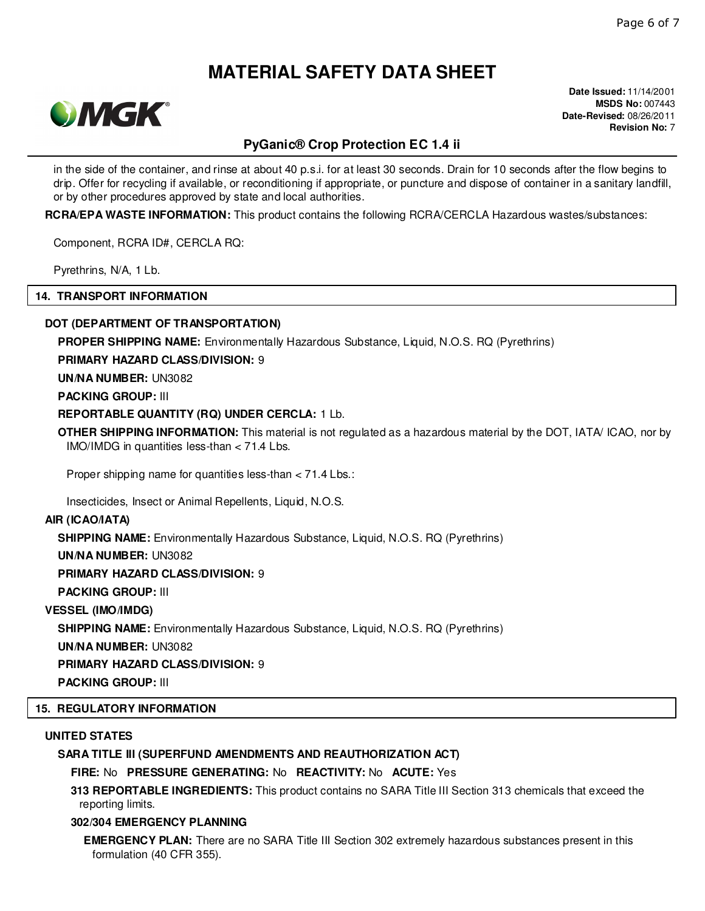in the side of the container, and rinse at about 40 p.s.i. for at least 30 seconds. Drain for 10 seconds after the flow begins to drip. Offer for recycling if available, or reconditioning if appropriate, or puncture and dispose of container in a sanitary landfill, or by other procedures approved by state and local authorities.

**RCRA/EPA WASTE INFORMATION:** This product contains the following RCRA/CERCLA Hazardous wastes/substances:

Component, RCRA ID#, CERCLA RQ:

Pyrethrins, N/A, 1 Lb.

## 14. TRANSPORT INFORMATION

### DOT (DEPARTMENT OF TRANSPORTATION)

**PROPER SHIPPING NAME:** Environmentally Hazardous Substance, Liquid, N.O.S. RQ (Pyrethrins)

**PRIMARY HAZARD CLASS/DIVISION:** 9

**UN/NA NUMBER:** UN3082

**PACKING GROUP:** III

**REPORTABLE QUANTITY (RQ) UNDER CERCLA:** 1 Lb.

**OTHER SHIPPING INFORMATION:** This material is not regulated as a hazardous material by the DOT, IATA/ ICAO, nor by IMO/IMDG in quantities less-than < 71.4 Lbs.

Proper shipping name for quantities less-than < 71.4 Lbs.:

Insecticides, Insect or Animal Repellents, Liquid, N.O.S.

### AIR (ICAO/IATA)

**SHIPPING NAME:** Environmentally Hazardous Substance, Liquid, N.O.S. RQ (Pyrethrins)

**UN/NA NUMBER:** UN3082

**PRIMARY HAZARD CLASS/DIVISION:** 9

**PACKING GROUP:** III

### VESSEL (IMO/IMDG)

**SHIPPING NAME:** Environmentally Hazardous Substance, Liquid, N.O.S. RQ (Pyrethrins)

**UN/NA NUMBER:** UN3082

**PRIMARY HAZARD CLASS/DIVISION:** 9

**PACKING GROUP:** III

## 15. REGULATORY INFORMATION

### UNITED STATES

**SARA TITLE III (SUPERFUND AMENDMENTS AND REAUTHORIZATION ACT)**

**FIRE:** No **PRESSURE GENERATING:** No **REACTIVITY:** No **ACUTE:** Yes

**313 REPORTABLE INGREDIENTS:** This product contains no SARA Title III Section 313 chemicals that exceed the reporting limits.

**302/304 EMERGENCY PLANNING**

**EMERGENCY PLAN:** There are no SARA Title III Section 302 extremely hazardous substances present in this formulation (40 CFR 355).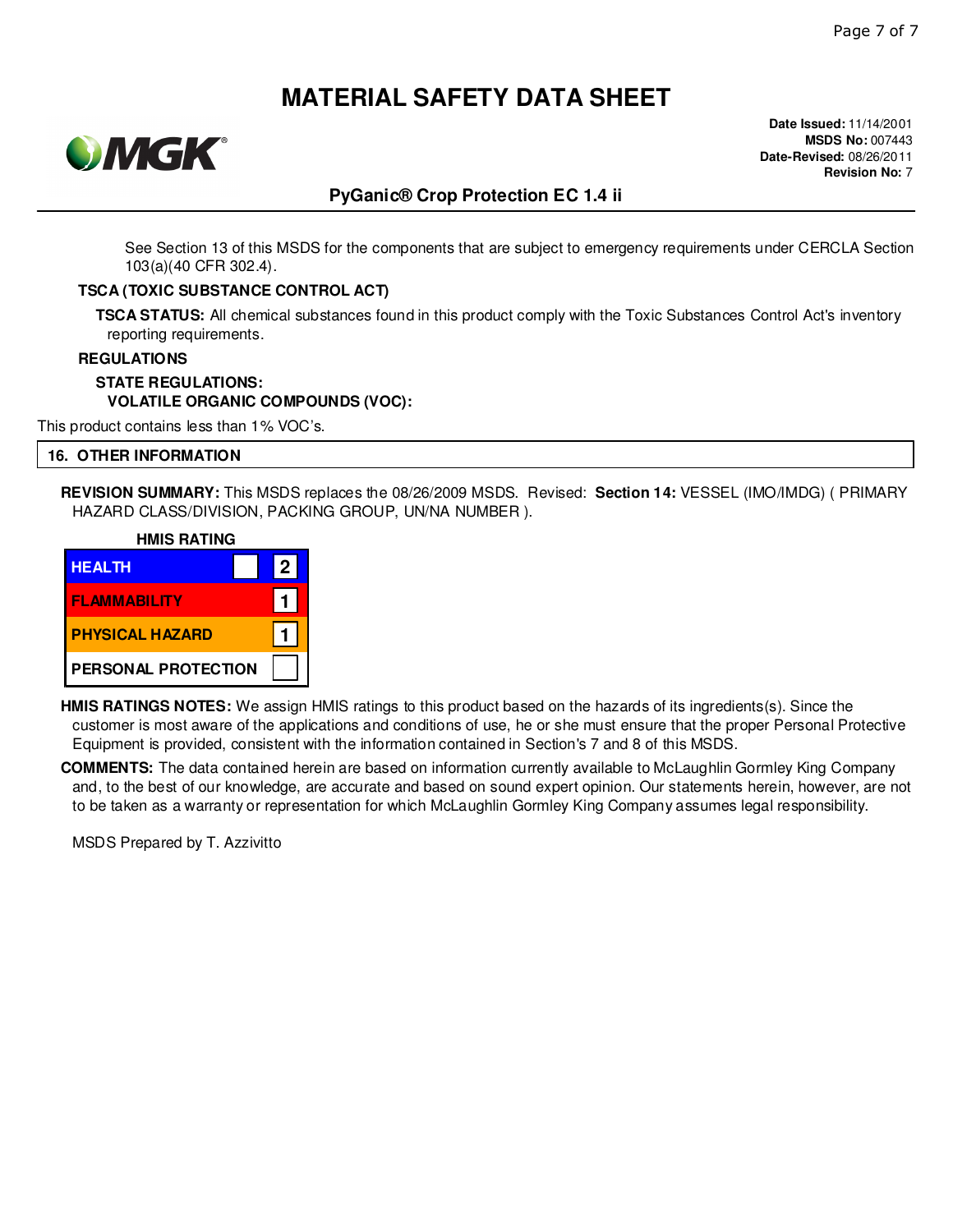# MATERIAL SAFETY DATA SHEET

**Date Issued:** 11/14/2001
**MSDS No:** 007443
**Date-Revised:** 08/26/2011
**Revision No:** 7

## PyGanic® Crop Protection EC 1.4 ii

See Section 13 of this MSDS for the components that are subject to emergency requirements under CERCLA Section 103(a)(40 CFR 302.4).

**TSCA (TOXIC SUBSTANCE CONTROL ACT)**

**TSCA STATUS:** All chemical substances found in this product comply with the Toxic Substances Control Act's inventory reporting requirements.

**REGULATIONS**

**STATE REGULATIONS:**

**VOLATILE ORGANIC COMPOUNDS (VOC):**

This product contains less than 1% VOC's.

## 16. OTHER INFORMATION

**REVISION SUMMARY:** This MSDS replaces the 08/26/2009 MSDS. Revised: **Section 14:** VESSEL (IMO/IMDG) ( PRIMARY HAZARD CLASS/DIVISION, PACKING GROUP, UN/NA NUMBER ).

**HMIS RATING**

| | | |
|---|---|---|
| HEALTH | | 2 |
| FLAMMABILITY | | 1 |
| PHYSICAL HAZARD | | 1 |
| PERSONAL PROTECTION | | |

**HMIS RATINGS NOTES:** We assign HMIS ratings to this product based on the hazards of its ingredients(s). Since the customer is most aware of the applications and conditions of use, he or she must ensure that the proper Personal Protective Equipment is provided, consistent with the information contained in Section's 7 and 8 of this MSDS.

**COMMENTS:** The data contained herein are based on information currently available to McLaughlin Gormley King Company and, to the best of our knowledge, are accurate and based on sound expert opinion. Our statements herein, however, are not to be taken as a warranty or representation for which McLaughlin Gormley King Company assumes legal responsibility.

MSDS Prepared by T. Azzivitto